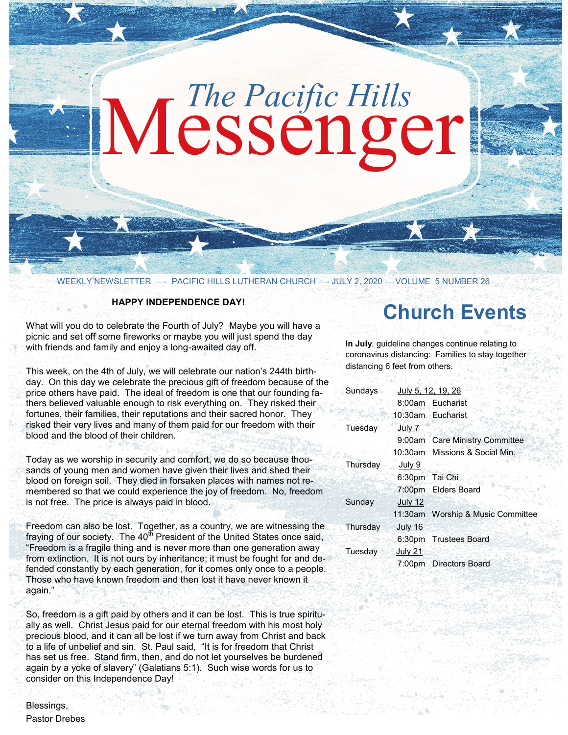# The Pacific Hills Messenger

WEEKLY NEWSLETTER — PACIFIC HILLS LUTHERAN CHURCH — JULY 2, 2020 — VOLUME 5 NUMBER 26

**HAPPY INDEPENDENCE DAY!**

What will you do to celebrate the Fourth of July? Maybe you will have a picnic and set off some fireworks or maybe you will just spend the day with friends and family and enjoy a long-awaited day off.

This week, on the 4th of July, we will celebrate our nation's 244th birthday. On this day we celebrate the precious gift of freedom because of the price others have paid. The ideal of freedom is one that our founding fathers believed valuable enough to risk everything on. They risked their fortunes, their families, their reputations and their sacred honor. They risked their very lives and many of them paid for our freedom with their blood and the blood of their children.

Today as we worship in security and comfort, we do so because thousands of young men and women have given their lives and shed their blood on foreign soil. They died in forsaken places with names not remembered so that we could experience the joy of freedom. No, freedom is not free. The price is always paid in blood.

Freedom can also be lost. Together, as a country, we are witnessing the fraying of our society. The 40th President of the United States once said, "Freedom is a fragile thing and is never more than one generation away from extinction. It is not ours by inheritance; it must be fought for and defended constantly by each generation, for it comes only once to a people. Those who have known freedom and then lost it have never known it again."

So, freedom is a gift paid by others and it can be lost. This is true spiritually as well. Christ Jesus paid for our eternal freedom with his most holy precious blood, and it can all be lost if we turn away from Christ and back to a life of unbelief and sin. St. Paul said, "It is for freedom that Christ has set us free. Stand firm, then, and do not let yourselves be burdened again by a yoke of slavery" (Galatians 5:1). Such wise words for us to consider on this Independence Day!

Blessings,
Pastor Drebes

## Church Events

**In July**, guideline changes continue relating to coronavirus distancing: Families to stay together distancing 6 feet from others.

| Day | Date / Time | Event |
|---|---|---|
| Sundays | July 5, 12, 19, 26 | |
| | 8:00am | Eucharist |
| | 10:30am | Eucharist |
| Tuesday | July 7 | |
| | 9:00am | Care Ministry Committee |
| | 10:30am | Missions & Social Min. |
| Thursday | July 9 | |
| | 6:30pm | Tai Chi |
| | 7:00pm | Elders Board |
| Sunday | July 12 | |
| | 11:30am | Worship & Music Committee |
| Thursday | July 16 | |
| | 6:30pm | Trustees Board |
| Tuesday | July 21 | |
| | 7:00pm | Directors Board |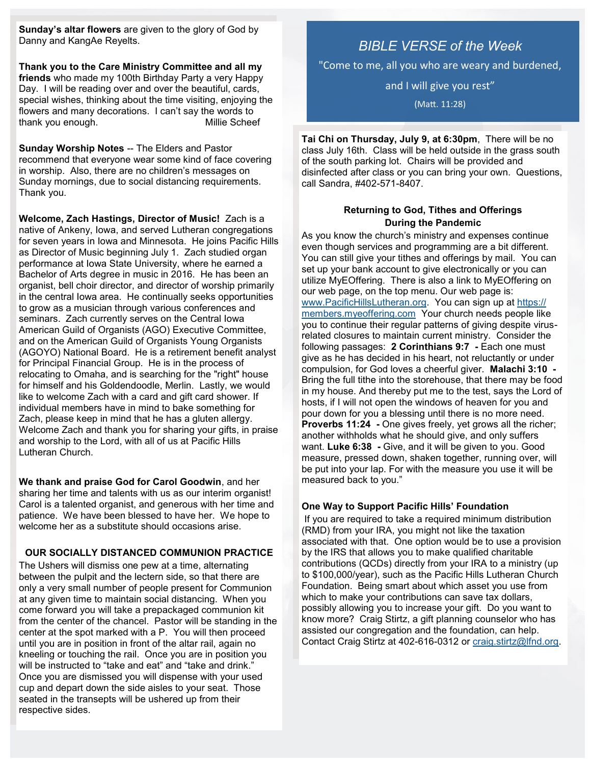**Sunday's altar flowers** are given to the glory of God by Danny and KangAe Reyelts.

**Thank you to the Care Ministry Committee and all my friends** who made my 100th Birthday Party a very Happy Day. I will be reading over and over the beautiful, cards, special wishes, thinking about the time visiting, enjoying the flowers and many decorations. I can't say the words to thank you enough. Millie Scheef

**Sunday Worship Notes** -- The Elders and Pastor recommend that everyone wear some kind of face covering in worship. Also, there are no children's messages on Sunday mornings, due to social distancing requirements. Thank you.

**Welcome, Zach Hastings, Director of Music!** Zach is a native of Ankeny, Iowa, and served Lutheran congregations for seven years in Iowa and Minnesota. He joins Pacific Hills as Director of Music beginning July 1. Zach studied organ performance at Iowa State University, where he earned a Bachelor of Arts degree in music in 2016. He has been an organist, bell choir director, and director of worship primarily in the central Iowa area. He continually seeks opportunities to grow as a musician through various conferences and seminars. Zach currently serves on the Central Iowa American Guild of Organists (AGO) Executive Committee, and on the American Guild of Organists Young Organists (AGOYO) National Board. He is a retirement benefit analyst for Principal Financial Group. He is in the process of relocating to Omaha, and is searching for the "right" house for himself and his Goldendoodle, Merlin. Lastly, we would like to welcome Zach with a card and gift card shower. If individual members have in mind to bake something for Zach, please keep in mind that he has a gluten allergy. Welcome Zach and thank you for sharing your gifts, in praise and worship to the Lord, with all of us at Pacific Hills Lutheran Church.

**We thank and praise God for Carol Goodwin**, and her sharing her time and talents with us as our interim organist! Carol is a talented organist, and generous with her time and patience. We have been blessed to have her. We hope to welcome her as a substitute should occasions arise.

**OUR SOCIALLY DISTANCED COMMUNION PRACTICE**

The Ushers will dismiss one pew at a time, alternating between the pulpit and the lectern side, so that there are only a very small number of people present for Communion at any given time to maintain social distancing. When you come forward you will take a prepackaged communion kit from the center of the chancel. Pastor will be standing in the center at the spot marked with a P. You will then proceed until you are in position in front of the altar rail, again no kneeling or touching the rail. Once you are in position you will be instructed to "take and eat" and "take and drink." Once you are dismissed you will dispense with your used cup and depart down the side aisles to your seat. Those seated in the transepts will be ushered up from their respective sides.

*BIBLE VERSE of the Week*

"Come to me, all you who are weary and burdened, and I will give you rest"

(Matt. 11:28)

**Tai Chi on Thursday, July 9, at 6:30pm**, There will be no class July 16th. Class will be held outside in the grass south of the south parking lot. Chairs will be provided and disinfected after class or you can bring your own. Questions, call Sandra, #402-571-8407.

**Returning to God, Tithes and Offerings During the Pandemic**

As you know the church's ministry and expenses continue even though services and programming are a bit different. You can still give your tithes and offerings by mail. You can set up your bank account to give electronically or you can utilize MyEOffering. There is also a link to MyEOffering on our web page, on the top menu. Our web page is: www.PacificHillsLutheran.org. You can sign up at https://members.myeoffering.com Your church needs people like you to continue their regular patterns of giving despite virus-related closures to maintain current ministry. Consider the following passages: **2 Corinthians 9:7 -** Each one must give as he has decided in his heart, not reluctantly or under compulsion, for God loves a cheerful giver. **Malachi 3:10 -** Bring the full tithe into the storehouse, that there may be food in my house. And thereby put me to the test, says the Lord of hosts, if I will not open the windows of heaven for you and pour down for you a blessing until there is no more need. **Proverbs 11:24 -** One gives freely, yet grows all the richer; another withholds what he should give, and only suffers want. **Luke 6:38 -** Give, and it will be given to you. Good measure, pressed down, shaken together, running over, will be put into your lap. For with the measure you use it will be measured back to you."

**One Way to Support Pacific Hills' Foundation**

If you are required to take a required minimum distribution (RMD) from your IRA, you might not like the taxation associated with that. One option would be to use a provision by the IRS that allows you to make qualified charitable contributions (QCDs) directly from your IRA to a ministry (up to $100,000/year), such as the Pacific Hills Lutheran Church Foundation. Being smart about which asset you use from which to make your contributions can save tax dollars, possibly allowing you to increase your gift. Do you want to know more? Craig Stirtz, a gift planning counselor who has assisted our congregation and the foundation, can help. Contact Craig Stirtz at 402-616-0312 or craig.stirtz@lfnd.org.